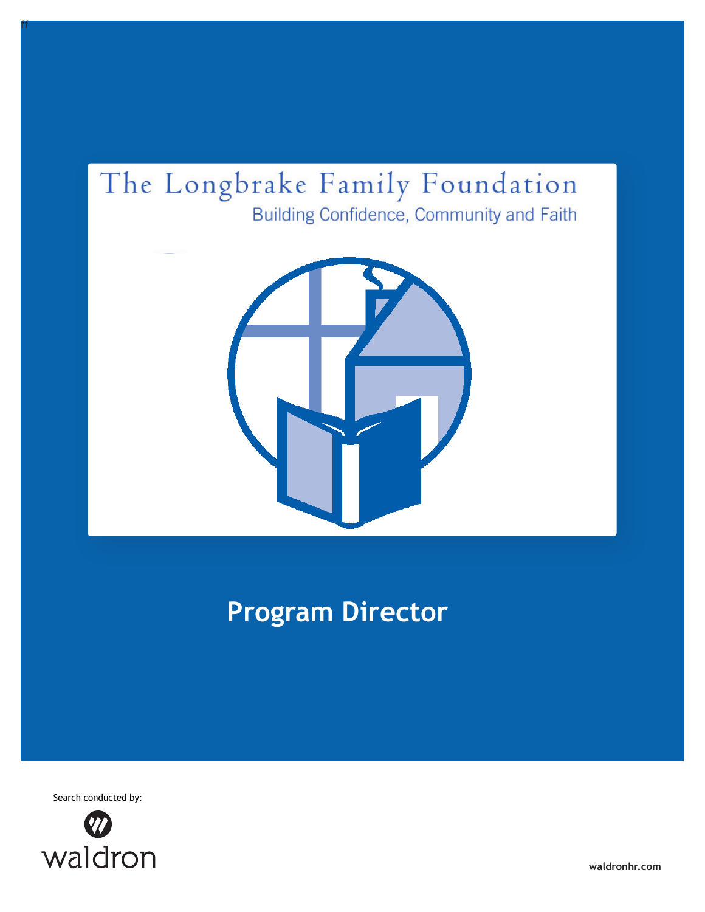ff

# The Longbrake Family Foundation

Building Confidence, Community and Faith

## Program Director

Search conducted by:

waldron

waldronhr.com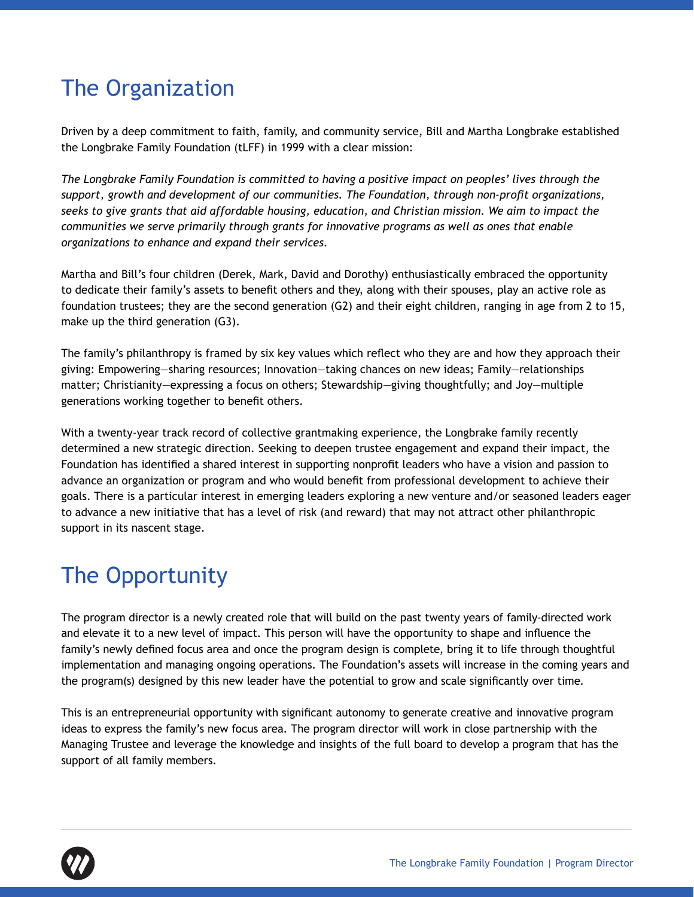# The Organization

Driven by a deep commitment to faith, family, and community service, Bill and Martha Longbrake established the Longbrake Family Foundation (tLFF) in 1999 with a clear mission:

*The Longbrake Family Foundation is committed to having a positive impact on peoples' lives through the support, growth and development of our communities. The Foundation, through non-profit organizations, seeks to give grants that aid affordable housing, education, and Christian mission. We aim to impact the communities we serve primarily through grants for innovative programs as well as ones that enable organizations to enhance and expand their services.*

Martha and Bill's four children (Derek, Mark, David and Dorothy) enthusiastically embraced the opportunity to dedicate their family's assets to benefit others and they, along with their spouses, play an active role as foundation trustees; they are the second generation (G2) and their eight children, ranging in age from 2 to 15, make up the third generation (G3).

The family's philanthropy is framed by six key values which reflect who they are and how they approach their giving: Empowering—sharing resources; Innovation—taking chances on new ideas; Family—relationships matter; Christianity—expressing a focus on others; Stewardship—giving thoughtfully; and Joy—multiple generations working together to benefit others.

With a twenty-year track record of collective grantmaking experience, the Longbrake family recently determined a new strategic direction. Seeking to deepen trustee engagement and expand their impact, the Foundation has identified a shared interest in supporting nonprofit leaders who have a vision and passion to advance an organization or program and who would benefit from professional development to achieve their goals. There is a particular interest in emerging leaders exploring a new venture and/or seasoned leaders eager to advance a new initiative that has a level of risk (and reward) that may not attract other philanthropic support in its nascent stage.

# The Opportunity

The program director is a newly created role that will build on the past twenty years of family-directed work and elevate it to a new level of impact. This person will have the opportunity to shape and influence the family's newly defined focus area and once the program design is complete, bring it to life through thoughtful implementation and managing ongoing operations. The Foundation's assets will increase in the coming years and the program(s) designed by this new leader have the potential to grow and scale significantly over time.

This is an entrepreneurial opportunity with significant autonomy to generate creative and innovative program ideas to express the family's new focus area. The program director will work in close partnership with the Managing Trustee and leverage the knowledge and insights of the full board to develop a program that has the support of all family members.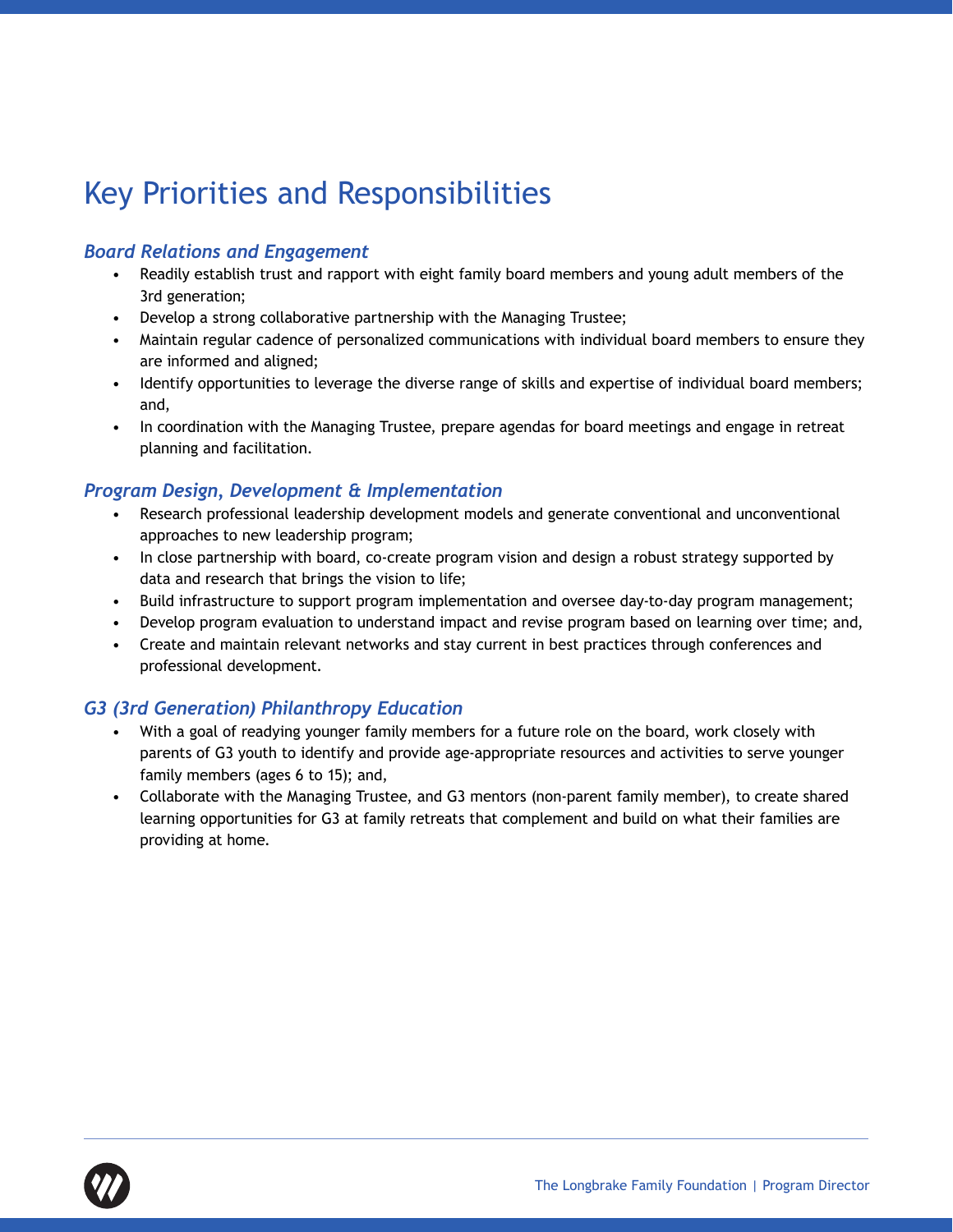# Key Priorities and Responsibilities

### *Board Relations and Engagement*

- Readily establish trust and rapport with eight family board members and young adult members of the 3rd generation;
- Develop a strong collaborative partnership with the Managing Trustee;
- Maintain regular cadence of personalized communications with individual board members to ensure they are informed and aligned;
- Identify opportunities to leverage the diverse range of skills and expertise of individual board members; and,
- In coordination with the Managing Trustee, prepare agendas for board meetings and engage in retreat planning and facilitation.

### *Program Design, Development & Implementation*

- Research professional leadership development models and generate conventional and unconventional approaches to new leadership program;
- In close partnership with board, co-create program vision and design a robust strategy supported by data and research that brings the vision to life;
- Build infrastructure to support program implementation and oversee day-to-day program management;
- Develop program evaluation to understand impact and revise program based on learning over time; and,
- Create and maintain relevant networks and stay current in best practices through conferences and professional development.

### *G3 (3rd Generation) Philanthropy Education*

- With a goal of readying younger family members for a future role on the board, work closely with parents of G3 youth to identify and provide age-appropriate resources and activities to serve younger family members (ages 6 to 15); and,
- Collaborate with the Managing Trustee, and G3 mentors (non-parent family member), to create shared learning opportunities for G3 at family retreats that complement and build on what their families are providing at home.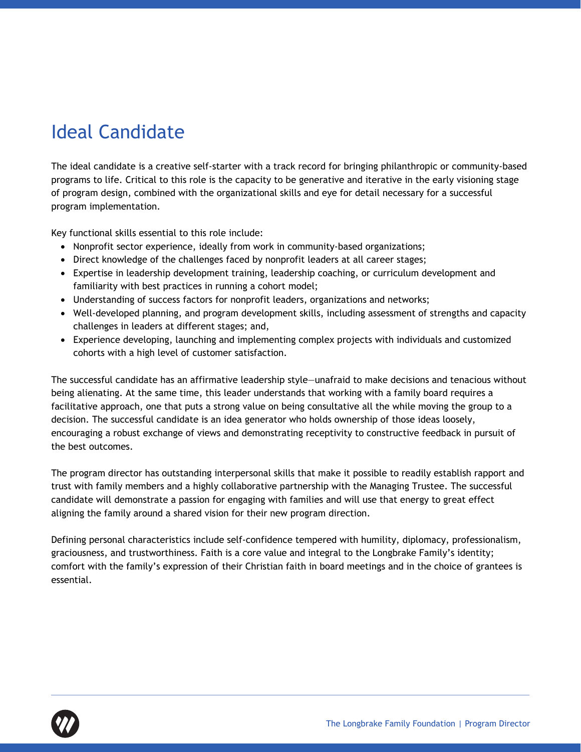# Ideal Candidate

The ideal candidate is a creative self-starter with a track record for bringing philanthropic or community-based programs to life. Critical to this role is the capacity to be generative and iterative in the early visioning stage of program design, combined with the organizational skills and eye for detail necessary for a successful program implementation.

Key functional skills essential to this role include:

- Nonprofit sector experience, ideally from work in community-based organizations;
- Direct knowledge of the challenges faced by nonprofit leaders at all career stages;
- Expertise in leadership development training, leadership coaching, or curriculum development and familiarity with best practices in running a cohort model;
- Understanding of success factors for nonprofit leaders, organizations and networks;
- Well-developed planning, and program development skills, including assessment of strengths and capacity challenges in leaders at different stages; and,
- Experience developing, launching and implementing complex projects with individuals and customized cohorts with a high level of customer satisfaction.

The successful candidate has an affirmative leadership style—unafraid to make decisions and tenacious without being alienating. At the same time, this leader understands that working with a family board requires a facilitative approach, one that puts a strong value on being consultative all the while moving the group to a decision. The successful candidate is an idea generator who holds ownership of those ideas loosely, encouraging a robust exchange of views and demonstrating receptivity to constructive feedback in pursuit of the best outcomes.

The program director has outstanding interpersonal skills that make it possible to readily establish rapport and trust with family members and a highly collaborative partnership with the Managing Trustee. The successful candidate will demonstrate a passion for engaging with families and will use that energy to great effect aligning the family around a shared vision for their new program direction.

Defining personal characteristics include self-confidence tempered with humility, diplomacy, professionalism, graciousness, and trustworthiness. Faith is a core value and integral to the Longbrake Family's identity; comfort with the family's expression of their Christian faith in board meetings and in the choice of grantees is essential.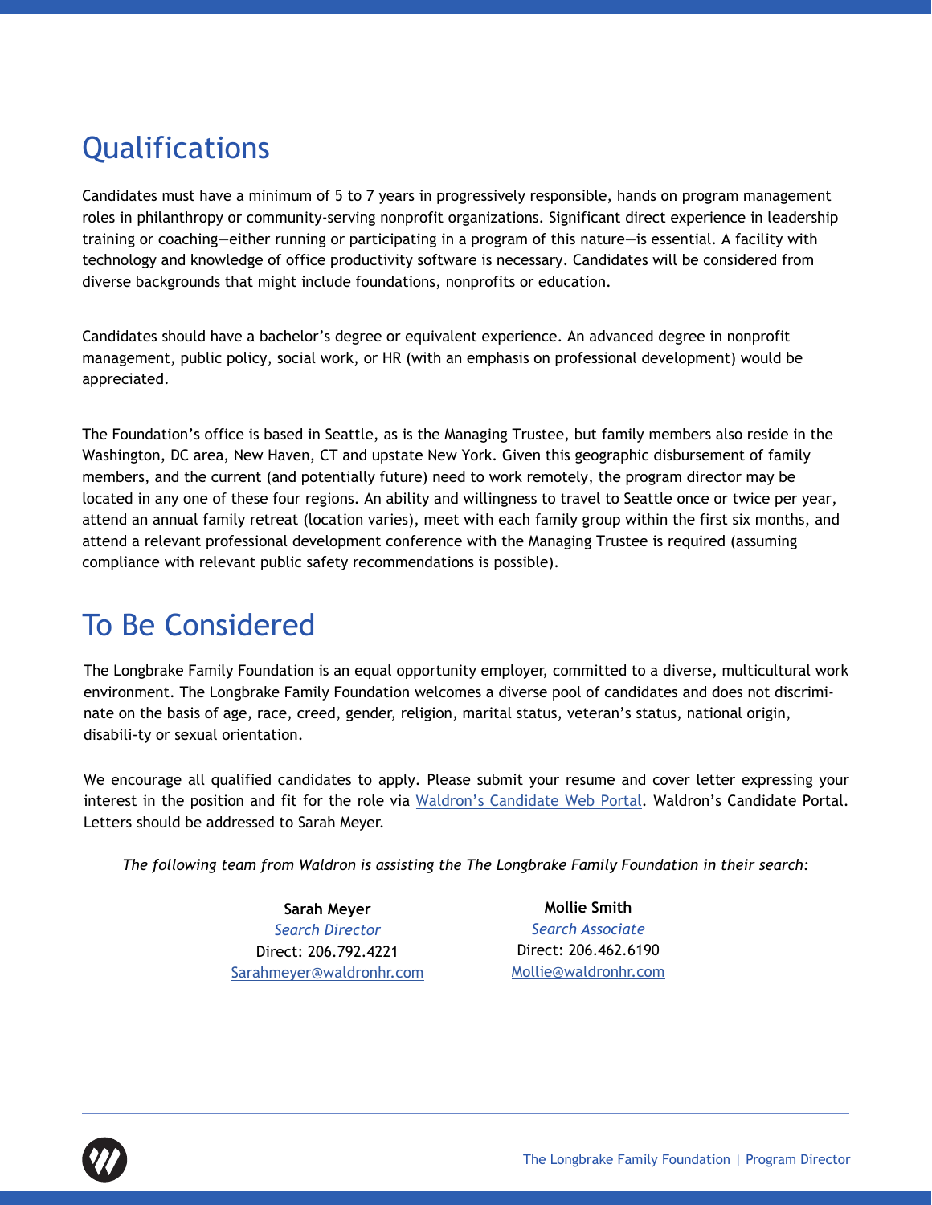## Qualifications

Candidates must have a minimum of 5 to 7 years in progressively responsible, hands on program management roles in philanthropy or community-serving nonprofit organizations. Significant direct experience in leadership training or coaching—either running or participating in a program of this nature—is essential. A facility with technology and knowledge of office productivity software is necessary. Candidates will be considered from diverse backgrounds that might include foundations, nonprofits or education.

Candidates should have a bachelor's degree or equivalent experience. An advanced degree in nonprofit management, public policy, social work, or HR (with an emphasis on professional development) would be appreciated.

The Foundation's office is based in Seattle, as is the Managing Trustee, but family members also reside in the Washington, DC area, New Haven, CT and upstate New York. Given this geographic disbursement of family members, and the current (and potentially future) need to work remotely, the program director may be located in any one of these four regions. An ability and willingness to travel to Seattle once or twice per year, attend an annual family retreat (location varies), meet with each family group within the first six months, and attend a relevant professional development conference with the Managing Trustee is required (assuming compliance with relevant public safety recommendations is possible).

## To Be Considered

The Longbrake Family Foundation is an equal opportunity employer, committed to a diverse, multicultural work environment. The Longbrake Family Foundation welcomes a diverse pool of candidates and does not discriminate on the basis of age, race, creed, gender, religion, marital status, veteran's status, national origin, disabili-ty or sexual orientation.

We encourage all qualified candidates to apply. Please submit your resume and cover letter expressing your interest in the position and fit for the role via [Waldron's Candidate Web Portal](). Waldron's Candidate Portal. Letters should be addressed to Sarah Meyer.

*The following team from Waldron is assisting the The Longbrake Family Foundation in their search:*

**Sarah Meyer**
*Search Director*
Direct: 206.792.4221
Sarahmeyer@waldronhr.com

**Mollie Smith**
*Search Associate*
Direct: 206.462.6190
Mollie@waldronhr.com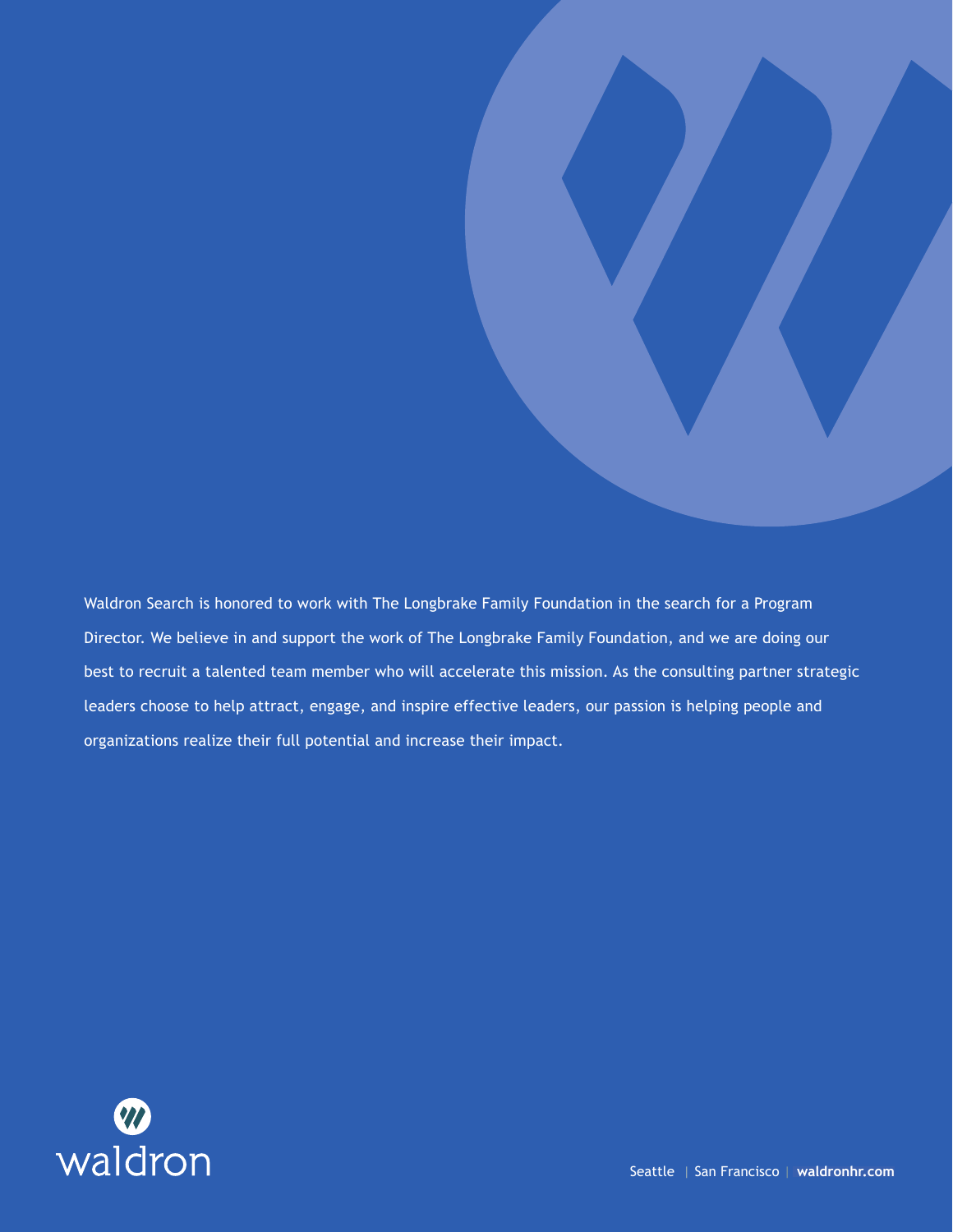Waldron Search is honored to work with The Longbrake Family Foundation in the search for a Program Director. We believe in and support the work of The Longbrake Family Foundation, and we are doing our best to recruit a talented team member who will accelerate this mission. As the consulting partner strategic leaders choose to help attract, engage, and inspire effective leaders, our passion is helping people and organizations realize their full potential and increase their impact.

waldron

Seattle | San Francisco | **waldronhr.com**